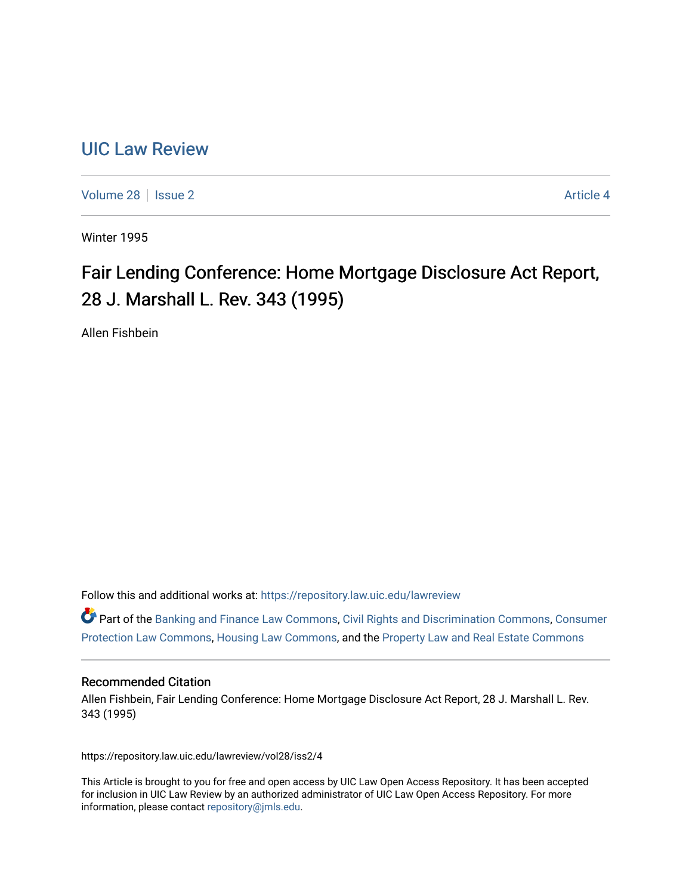# UIC Law Review

Volume 28 | Issue 2 | Article 4

Winter 1995

## Fair Lending Conference: Home Mortgage Disclosure Act Report, 28 J. Marshall L. Rev. 343 (1995)

Allen Fishbein

Follow this and additional works at: https://repository.law.uic.edu/lawreview

Part of the Banking and Finance Law Commons, Civil Rights and Discrimination Commons, Consumer Protection Law Commons, Housing Law Commons, and the Property Law and Real Estate Commons

### Recommended Citation

Allen Fishbein, Fair Lending Conference: Home Mortgage Disclosure Act Report, 28 J. Marshall L. Rev. 343 (1995)

https://repository.law.uic.edu/lawreview/vol28/iss2/4

This Article is brought to you for free and open access by UIC Law Open Access Repository. It has been accepted for inclusion in UIC Law Review by an authorized administrator of UIC Law Open Access Repository. For more information, please contact repository@jmls.edu.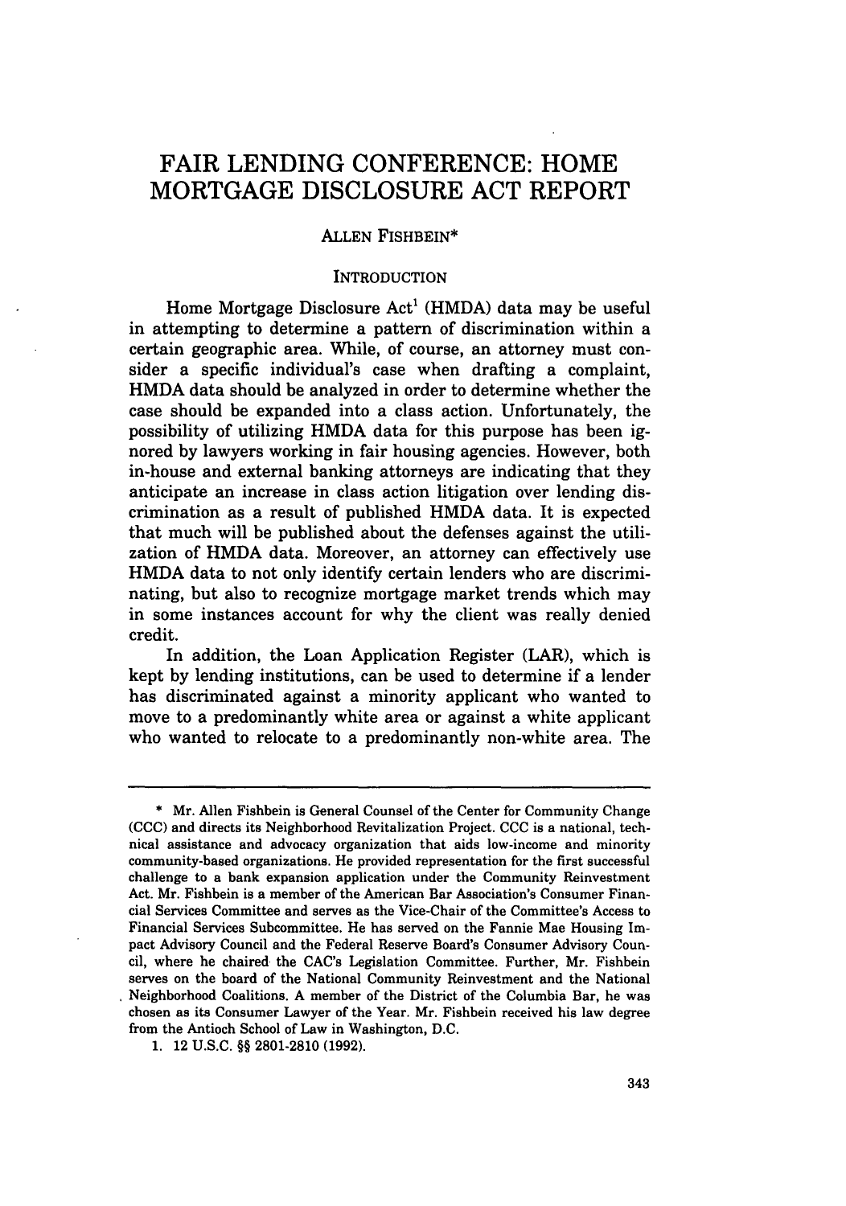# FAIR LENDING CONFERENCE: HOME MORTGAGE DISCLOSURE ACT REPORT

ALLEN FISHBEIN*

## INTRODUCTION

Home Mortgage Disclosure Act[1] (HMDA) data may be useful in attempting to determine a pattern of discrimination within a certain geographic area. While, of course, an attorney must consider a specific individual's case when drafting a complaint, HMDA data should be analyzed in order to determine whether the case should be expanded into a class action. Unfortunately, the possibility of utilizing HMDA data for this purpose has been ignored by lawyers working in fair housing agencies. However, both in-house and external banking attorneys are indicating that they anticipate an increase in class action litigation over lending discrimination as a result of published HMDA data. It is expected that much will be published about the defenses against the utilization of HMDA data. Moreover, an attorney can effectively use HMDA data to not only identify certain lenders who are discriminating, but also to recognize mortgage market trends which may in some instances account for why the client was really denied credit.

In addition, the Loan Application Register (LAR), which is kept by lending institutions, can be used to determine if a lender has discriminated against a minority applicant who wanted to move to a predominantly white area or against a white applicant who wanted to relocate to a predominantly non-white area. The

---

\* Mr. Allen Fishbein is General Counsel of the Center for Community Change (CCC) and directs its Neighborhood Revitalization Project. CCC is a national, technical assistance and advocacy organization that aids low-income and minority community-based organizations. He provided representation for the first successful challenge to a bank expansion application under the Community Reinvestment Act. Mr. Fishbein is a member of the American Bar Association's Consumer Financial Services Committee and serves as the Vice-Chair of the Committee's Access to Financial Services Subcommittee. He has served on the Fannie Mae Housing Impact Advisory Council and the Federal Reserve Board's Consumer Advisory Council, where he chaired the CAC's Legislation Committee. Further, Mr. Fishbein serves on the board of the National Community Reinvestment and the National Neighborhood Coalitions. A member of the District of the Columbia Bar, he was chosen as its Consumer Lawyer of the Year. Mr. Fishbein received his law degree from the Antioch School of Law in Washington, D.C.

1. 12 U.S.C. §§ 2801-2810 (1992).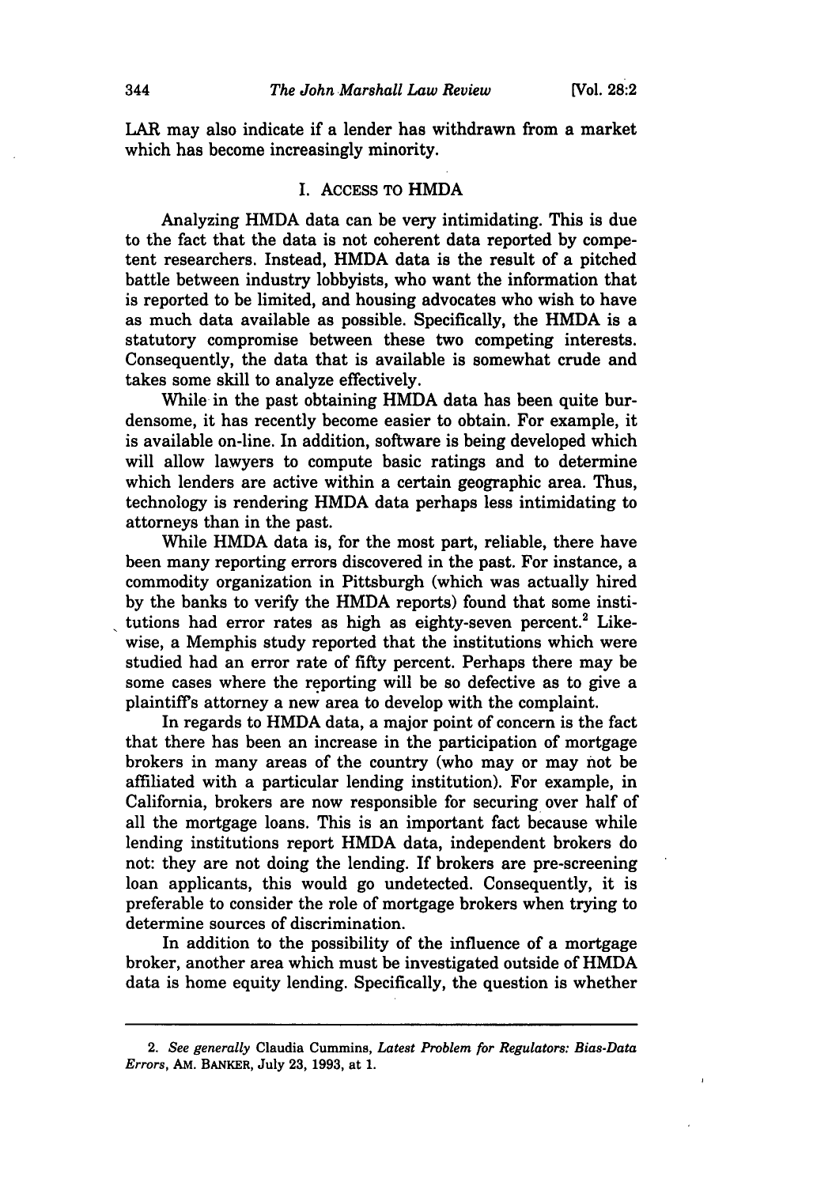LAR may also indicate if a lender has withdrawn from a market which has become increasingly minority.

## I. ACCESS TO HMDA

Analyzing HMDA data can be very intimidating. This is due to the fact that the data is not coherent data reported by competent researchers. Instead, HMDA data is the result of a pitched battle between industry lobbyists, who want the information that is reported to be limited, and housing advocates who wish to have as much data available as possible. Specifically, the HMDA is a statutory compromise between these two competing interests. Consequently, the data that is available is somewhat crude and takes some skill to analyze effectively.

While in the past obtaining HMDA data has been quite burdensome, it has recently become easier to obtain. For example, it is available on-line. In addition, software is being developed which will allow lawyers to compute basic ratings and to determine which lenders are active within a certain geographic area. Thus, technology is rendering HMDA data perhaps less intimidating to attorneys than in the past.

While HMDA data is, for the most part, reliable, there have been many reporting errors discovered in the past. For instance, a commodity organization in Pittsburgh (which was actually hired by the banks to verify the HMDA reports) found that some institutions had error rates as high as eighty-seven percent.[2] Likewise, a Memphis study reported that the institutions which were studied had an error rate of fifty percent. Perhaps there may be some cases where the reporting will be so defective as to give a plaintiff's attorney a new area to develop with the complaint.

In regards to HMDA data, a major point of concern is the fact that there has been an increase in the participation of mortgage brokers in many areas of the country (who may or may not be affiliated with a particular lending institution). For example, in California, brokers are now responsible for securing over half of all the mortgage loans. This is an important fact because while lending institutions report HMDA data, independent brokers do not: they are not doing the lending. If brokers are pre-screening loan applicants, this would go undetected. Consequently, it is preferable to consider the role of mortgage brokers when trying to determine sources of discrimination.

In addition to the possibility of the influence of a mortgage broker, another area which must be investigated outside of HMDA data is home equity lending. Specifically, the question is whether

---

2. *See generally* Claudia Cummins, *Latest Problem for Regulators: Bias-Data Errors*, AM. BANKER, July 23, 1993, at 1.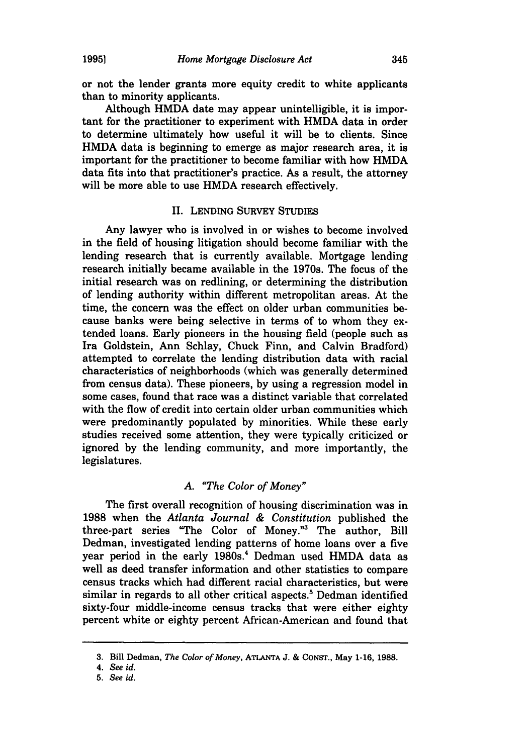or not the lender grants more equity credit to white applicants than to minority applicants.

Although HMDA date may appear unintelligible, it is important for the practitioner to experiment with HMDA data in order to determine ultimately how useful it will be to clients. Since HMDA data is beginning to emerge as major research area, it is important for the practitioner to become familiar with how HMDA data fits into that practitioner's practice. As a result, the attorney will be more able to use HMDA research effectively.

## II. LENDING SURVEY STUDIES

Any lawyer who is involved in or wishes to become involved in the field of housing litigation should become familiar with the lending research that is currently available. Mortgage lending research initially became available in the 1970s. The focus of the initial research was on redlining, or determining the distribution of lending authority within different metropolitan areas. At the time, the concern was the effect on older urban communities because banks were being selective in terms of to whom they extended loans. Early pioneers in the housing field (people such as Ira Goldstein, Ann Schlay, Chuck Finn, and Calvin Bradford) attempted to correlate the lending distribution data with racial characteristics of neighborhoods (which was generally determined from census data). These pioneers, by using a regression model in some cases, found that race was a distinct variable that correlated with the flow of credit into certain older urban communities which were predominantly populated by minorities. While these early studies received some attention, they were typically criticized or ignored by the lending community, and more importantly, the legislatures.

### A. *"The Color of Money"*

The first overall recognition of housing discrimination was in 1988 when the *Atlanta Journal & Constitution* published the three-part series "The Color of Money."[3] The author, Bill Dedman, investigated lending patterns of home loans over a five year period in the early 1980s.[4] Dedman used HMDA data as well as deed transfer information and other statistics to compare census tracks which had different racial characteristics, but were similar in regards to all other critical aspects.[5] Dedman identified sixty-four middle-income census tracts that were either eighty percent white or eighty percent African-American and found that

---

3. Bill Dedman, *The Color of Money*, ATLANTA J. & CONST., May 1-16, 1988.

4. *See id.*

5. *See id.*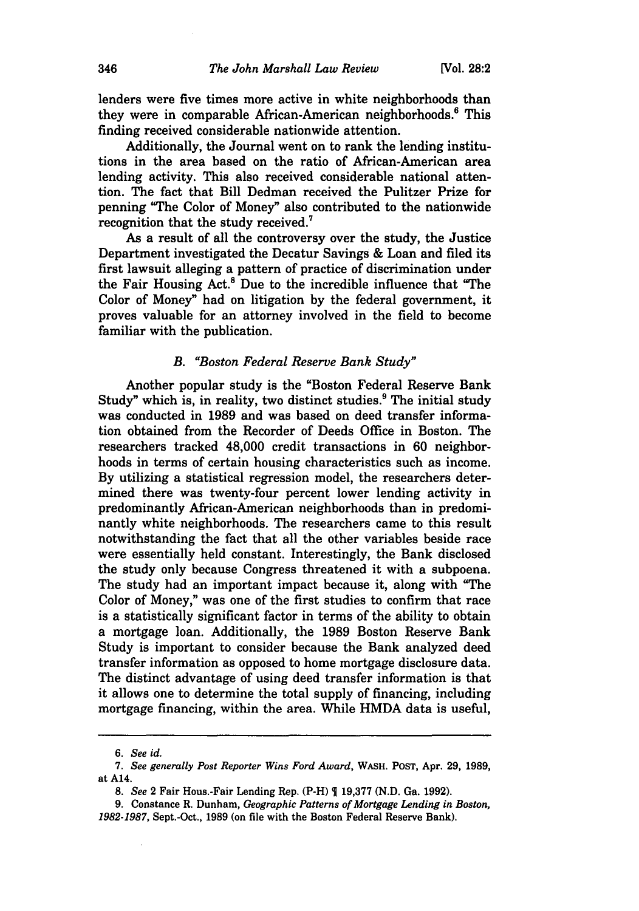lenders were five times more active in white neighborhoods than they were in comparable African-American neighborhoods.[6] This finding received considerable nationwide attention.

Additionally, the Journal went on to rank the lending institutions in the area based on the ratio of African-American area lending activity. This also received considerable national attention. The fact that Bill Dedman received the Pulitzer Prize for penning "The Color of Money" also contributed to the nationwide recognition that the study received.[7]

As a result of all the controversy over the study, the Justice Department investigated the Decatur Savings & Loan and filed its first lawsuit alleging a pattern of practice of discrimination under the Fair Housing Act.[8] Due to the incredible influence that "The Color of Money" had on litigation by the federal government, it proves valuable for an attorney involved in the field to become familiar with the publication.

### *B. "Boston Federal Reserve Bank Study"*

Another popular study is the "Boston Federal Reserve Bank Study" which is, in reality, two distinct studies.[9] The initial study was conducted in 1989 and was based on deed transfer information obtained from the Recorder of Deeds Office in Boston. The researchers tracked 48,000 credit transactions in 60 neighborhoods in terms of certain housing characteristics such as income. By utilizing a statistical regression model, the researchers determined there was twenty-four percent lower lending activity in predominantly African-American neighborhoods than in predominantly white neighborhoods. The researchers came to this result notwithstanding the fact that all the other variables beside race were essentially held constant. Interestingly, the Bank disclosed the study only because Congress threatened it with a subpoena. The study had an important impact because it, along with "The Color of Money," was one of the first studies to confirm that race is a statistically significant factor in terms of the ability to obtain a mortgage loan. Additionally, the 1989 Boston Reserve Bank Study is important to consider because the Bank analyzed deed transfer information as opposed to home mortgage disclosure data. The distinct advantage of using deed transfer information is that it allows one to determine the total supply of financing, including mortgage financing, within the area. While HMDA data is useful,

---

6. *See id.*

7. *See generally Post Reporter Wins Ford Award*, WASH. POST, Apr. 29, 1989, at A14.

8. *See* 2 Fair Hous.-Fair Lending Rep. (P-H) ¶ 19,377 (N.D. Ga. 1992).

9. Constance R. Dunham, *Geographic Patterns of Mortgage Lending in Boston, 1982-1987*, Sept.-Oct., 1989 (on file with the Boston Federal Reserve Bank).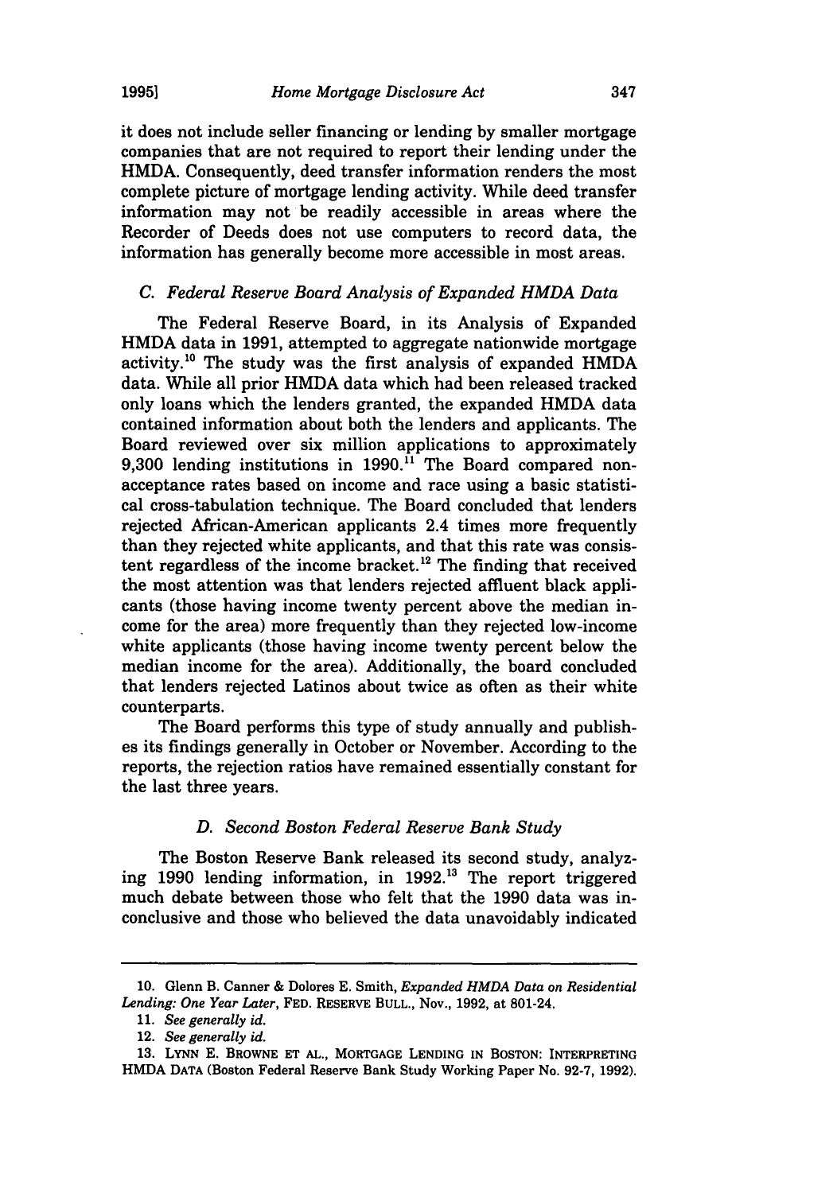it does not include seller financing or lending by smaller mortgage companies that are not required to report their lending under the HMDA. Consequently, deed transfer information renders the most complete picture of mortgage lending activity. While deed transfer information may not be readily accessible in areas where the Recorder of Deeds does not use computers to record data, the information has generally become more accessible in most areas.

### *C. Federal Reserve Board Analysis of Expanded HMDA Data*

The Federal Reserve Board, in its Analysis of Expanded HMDA data in 1991, attempted to aggregate nationwide mortgage activity.[10] The study was the first analysis of expanded HMDA data. While all prior HMDA data which had been released tracked only loans which the lenders granted, the expanded HMDA data contained information about both the lenders and applicants. The Board reviewed over six million applications to approximately 9,300 lending institutions in 1990.[11] The Board compared non-acceptance rates based on income and race using a basic statistical cross-tabulation technique. The Board concluded that lenders rejected African-American applicants 2.4 times more frequently than they rejected white applicants, and that this rate was consistent regardless of the income bracket.[12] The finding that received the most attention was that lenders rejected affluent black applicants (those having income twenty percent above the median income for the area) more frequently than they rejected low-income white applicants (those having income twenty percent below the median income for the area). Additionally, the board concluded that lenders rejected Latinos about twice as often as their white counterparts.

The Board performs this type of study annually and publishes its findings generally in October or November. According to the reports, the rejection ratios have remained essentially constant for the last three years.

### *D. Second Boston Federal Reserve Bank Study*

The Boston Reserve Bank released its second study, analyzing 1990 lending information, in 1992.[13] The report triggered much debate between those who felt that the 1990 data was inconclusive and those who believed the data unavoidably indicated

---

10. Glenn B. Canner & Dolores E. Smith, *Expanded HMDA Data on Residential Lending: One Year Later*, FED. RESERVE BULL., Nov., 1992, at 801-24.

11. *See generally id.*

12. *See generally id.*

13. LYNN E. BROWNE ET AL., MORTGAGE LENDING IN BOSTON: INTERPRETING HMDA DATA (Boston Federal Reserve Bank Study Working Paper No. 92-7, 1992).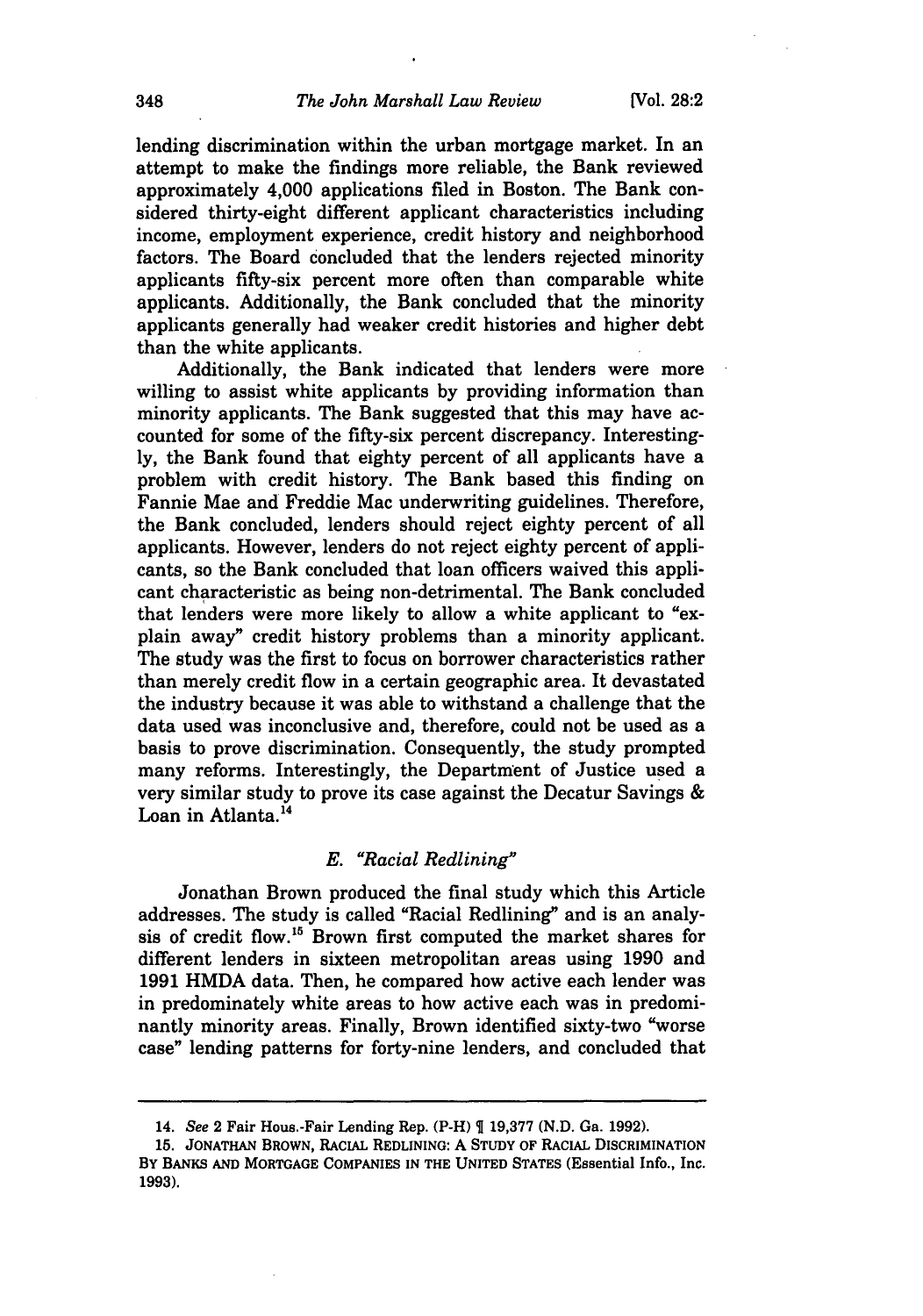lending discrimination within the urban mortgage market. In an attempt to make the findings more reliable, the Bank reviewed approximately 4,000 applications filed in Boston. The Bank considered thirty-eight different applicant characteristics including income, employment experience, credit history and neighborhood factors. The Board concluded that the lenders rejected minority applicants fifty-six percent more often than comparable white applicants. Additionally, the Bank concluded that the minority applicants generally had weaker credit histories and higher debt than the white applicants.

Additionally, the Bank indicated that lenders were more willing to assist white applicants by providing information than minority applicants. The Bank suggested that this may have accounted for some of the fifty-six percent discrepancy. Interestingly, the Bank found that eighty percent of all applicants have a problem with credit history. The Bank based this finding on Fannie Mae and Freddie Mac underwriting guidelines. Therefore, the Bank concluded, lenders should reject eighty percent of all applicants. However, lenders do not reject eighty percent of applicants, so the Bank concluded that loan officers waived this applicant characteristic as being non-detrimental. The Bank concluded that lenders were more likely to allow a white applicant to "explain away" credit history problems than a minority applicant. The study was the first to focus on borrower characteristics rather than merely credit flow in a certain geographic area. It devastated the industry because it was able to withstand a challenge that the data used was inconclusive and, therefore, could not be used as a basis to prove discrimination. Consequently, the study prompted many reforms. Interestingly, the Department of Justice used a very similar study to prove its case against the Decatur Savings & Loan in Atlanta.[14]

### *E. "Racial Redlining"*

Jonathan Brown produced the final study which this Article addresses. The study is called "Racial Redlining" and is an analysis of credit flow.[15] Brown first computed the market shares for different lenders in sixteen metropolitan areas using 1990 and 1991 HMDA data. Then, he compared how active each lender was in predominately white areas to how active each was in predominantly minority areas. Finally, Brown identified sixty-two "worse case" lending patterns for forty-nine lenders, and concluded that

---

14. *See* 2 Fair Hous.-Fair Lending Rep. (P-H) ¶ 19,377 (N.D. Ga. 1992).

15. JONATHAN BROWN, RACIAL REDLINING: A STUDY OF RACIAL DISCRIMINATION BY BANKS AND MORTGAGE COMPANIES IN THE UNITED STATES (Essential Info., Inc. 1993).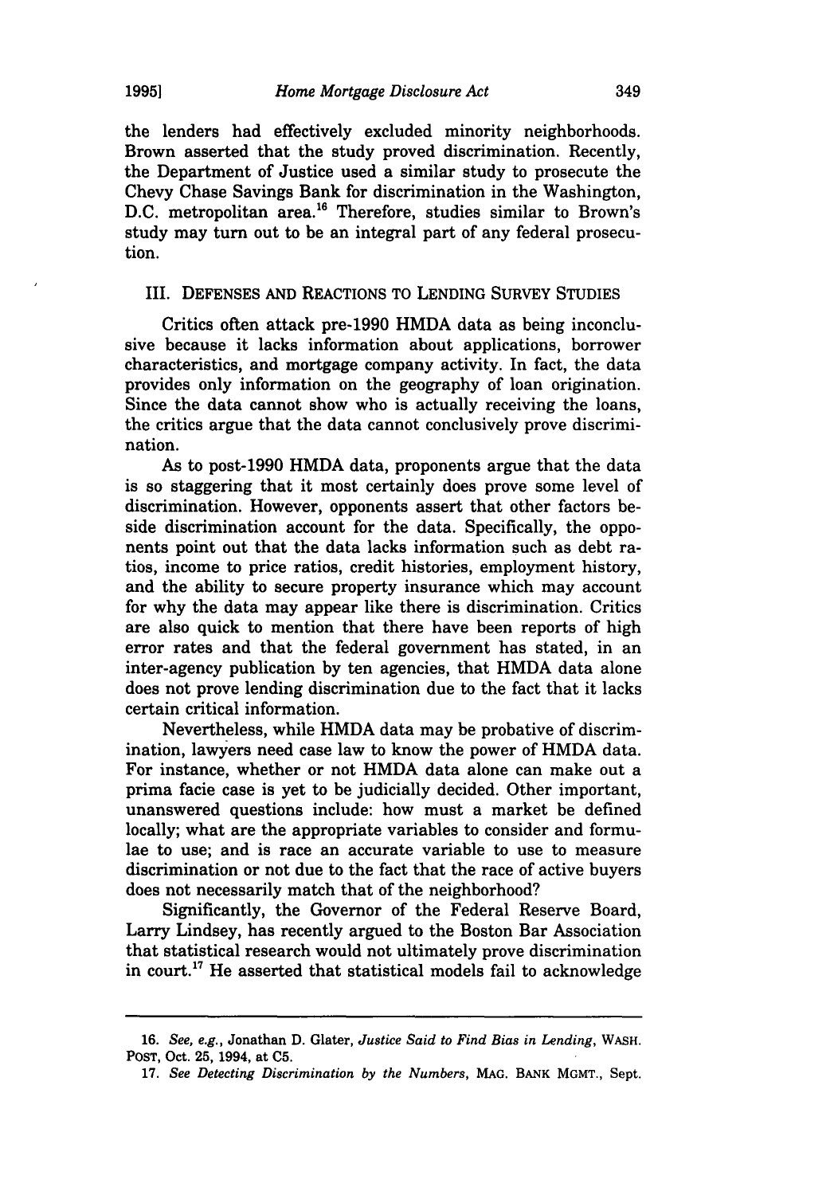the lenders had effectively excluded minority neighborhoods. Brown asserted that the study proved discrimination. Recently, the Department of Justice used a similar study to prosecute the Chevy Chase Savings Bank for discrimination in the Washington, D.C. metropolitan area.[16] Therefore, studies similar to Brown's study may turn out to be an integral part of any federal prosecution.

## III. DEFENSES AND REACTIONS TO LENDING SURVEY STUDIES

Critics often attack pre-1990 HMDA data as being inconclusive because it lacks information about applications, borrower characteristics, and mortgage company activity. In fact, the data provides only information on the geography of loan origination. Since the data cannot show who is actually receiving the loans, the critics argue that the data cannot conclusively prove discrimination.

As to post-1990 HMDA data, proponents argue that the data is so staggering that it most certainly does prove some level of discrimination. However, opponents assert that other factors beside discrimination account for the data. Specifically, the opponents point out that the data lacks information such as debt ratios, income to price ratios, credit histories, employment history, and the ability to secure property insurance which may account for why the data may appear like there is discrimination. Critics are also quick to mention that there have been reports of high error rates and that the federal government has stated, in an inter-agency publication by ten agencies, that HMDA data alone does not prove lending discrimination due to the fact that it lacks certain critical information.

Nevertheless, while HMDA data may be probative of discrimination, lawyers need case law to know the power of HMDA data. For instance, whether or not HMDA data alone can make out a prima facie case is yet to be judicially decided. Other important, unanswered questions include: how must a market be defined locally; what are the appropriate variables to consider and formulae to use; and is race an accurate variable to use to measure discrimination or not due to the fact that the race of active buyers does not necessarily match that of the neighborhood?

Significantly, the Governor of the Federal Reserve Board, Larry Lindsey, has recently argued to the Boston Bar Association that statistical research would not ultimately prove discrimination in court.[17] He asserted that statistical models fail to acknowledge

---

16. *See, e.g.*, Jonathan D. Glater, *Justice Said to Find Bias in Lending*, WASH. POST, Oct. 25, 1994, at C5.

17. *See Detecting Discrimination by the Numbers*, MAG. BANK MGMT., Sept.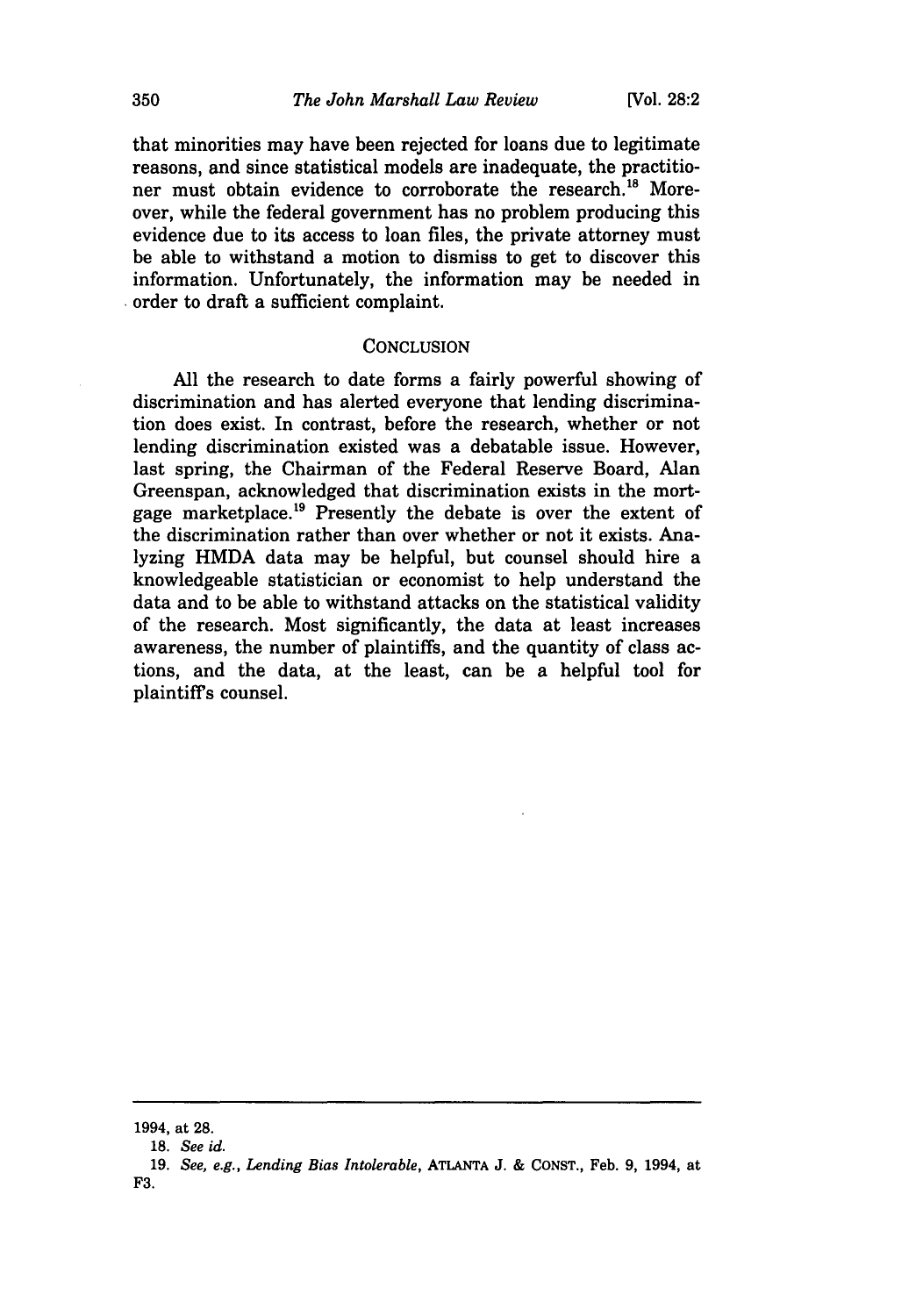that minorities may have been rejected for loans due to legitimate reasons, and since statistical models are inadequate, the practitioner must obtain evidence to corroborate the research.[18] Moreover, while the federal government has no problem producing this evidence due to its access to loan files, the private attorney must be able to withstand a motion to dismiss to get to discover this information. Unfortunately, the information may be needed in order to draft a sufficient complaint.

## CONCLUSION

All the research to date forms a fairly powerful showing of discrimination and has alerted everyone that lending discrimination does exist. In contrast, before the research, whether or not lending discrimination existed was a debatable issue. However, last spring, the Chairman of the Federal Reserve Board, Alan Greenspan, acknowledged that discrimination exists in the mortgage marketplace.[19] Presently the debate is over the extent of the discrimination rather than over whether or not it exists. Analyzing HMDA data may be helpful, but counsel should hire a knowledgeable statistician or economist to help understand the data and to be able to withstand attacks on the statistical validity of the research. Most significantly, the data at least increases awareness, the number of plaintiffs, and the quantity of class actions, and the data, at the least, can be a helpful tool for plaintiff's counsel.

---

1994, at 28.

18. *See id.*

19. *See, e.g., Lending Bias Intolerable*, ATLANTA J. & CONST., Feb. 9, 1994, at F3.